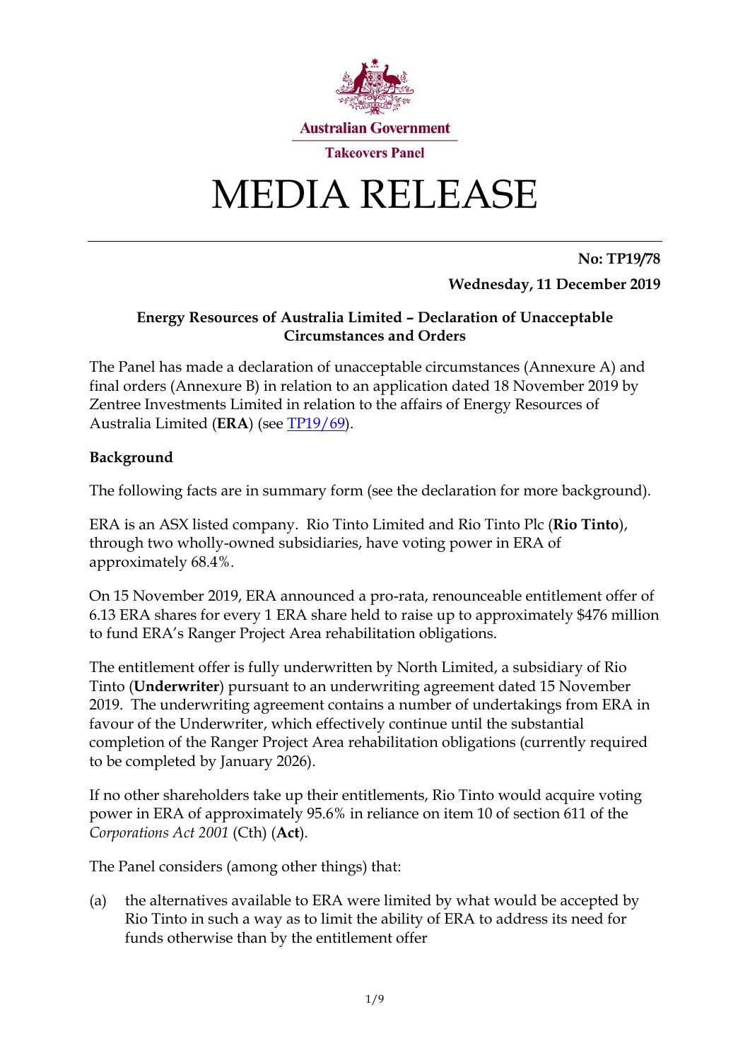Australian Government

Takeovers Panel

# MEDIA RELEASE

**No: TP19/78**

**Wednesday, 11 December 2019**

**Energy Resources of Australia Limited – Declaration of Unacceptable Circumstances and Orders**

The Panel has made a declaration of unacceptable circumstances (Annexure A) and final orders (Annexure B) in relation to an application dated 18 November 2019 by Zentree Investments Limited in relation to the affairs of Energy Resources of Australia Limited (**ERA**) (see TP19/69).

**Background**

The following facts are in summary form (see the declaration for more background).

ERA is an ASX listed company. Rio Tinto Limited and Rio Tinto Plc (**Rio Tinto**), through two wholly-owned subsidiaries, have voting power in ERA of approximately 68.4%.

On 15 November 2019, ERA announced a pro-rata, renounceable entitlement offer of 6.13 ERA shares for every 1 ERA share held to raise up to approximately $476 million to fund ERA's Ranger Project Area rehabilitation obligations.

The entitlement offer is fully underwritten by North Limited, a subsidiary of Rio Tinto (**Underwriter**) pursuant to an underwriting agreement dated 15 November 2019. The underwriting agreement contains a number of undertakings from ERA in favour of the Underwriter, which effectively continue until the substantial completion of the Ranger Project Area rehabilitation obligations (currently required to be completed by January 2026).

If no other shareholders take up their entitlements, Rio Tinto would acquire voting power in ERA of approximately 95.6% in reliance on item 10 of section 611 of the *Corporations Act 2001* (Cth) (**Act**).

The Panel considers (among other things) that:

(a) the alternatives available to ERA were limited by what would be accepted by Rio Tinto in such a way as to limit the ability of ERA to address its need for funds otherwise than by the entitlement offer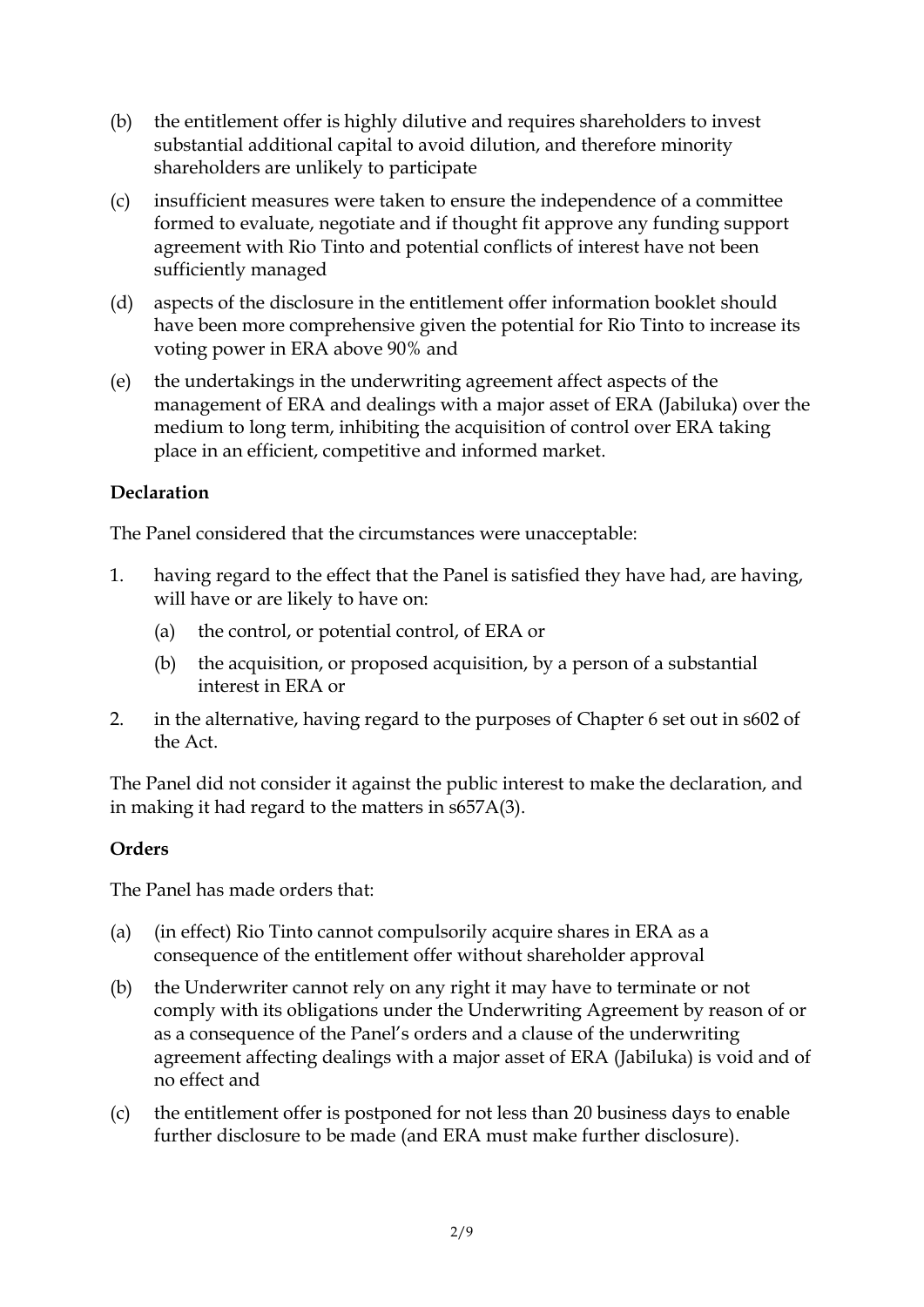(b) the entitlement offer is highly dilutive and requires shareholders to invest substantial additional capital to avoid dilution, and therefore minority shareholders are unlikely to participate

(c) insufficient measures were taken to ensure the independence of a committee formed to evaluate, negotiate and if thought fit approve any funding support agreement with Rio Tinto and potential conflicts of interest have not been sufficiently managed

(d) aspects of the disclosure in the entitlement offer information booklet should have been more comprehensive given the potential for Rio Tinto to increase its voting power in ERA above 90% and

(e) the undertakings in the underwriting agreement affect aspects of the management of ERA and dealings with a major asset of ERA (Jabiluka) over the medium to long term, inhibiting the acquisition of control over ERA taking place in an efficient, competitive and informed market.

**Declaration**

The Panel considered that the circumstances were unacceptable:

1. having regard to the effect that the Panel is satisfied they have had, are having, will have or are likely to have on:
   (a) the control, or potential control, of ERA or
   (b) the acquisition, or proposed acquisition, by a person of a substantial interest in ERA or
2. in the alternative, having regard to the purposes of Chapter 6 set out in s602 of the Act.

The Panel did not consider it against the public interest to make the declaration, and in making it had regard to the matters in s657A(3).

**Orders**

The Panel has made orders that:

(a) (in effect) Rio Tinto cannot compulsorily acquire shares in ERA as a consequence of the entitlement offer without shareholder approval

(b) the Underwriter cannot rely on any right it may have to terminate or not comply with its obligations under the Underwriting Agreement by reason of or as a consequence of the Panel's orders and a clause of the underwriting agreement affecting dealings with a major asset of ERA (Jabiluka) is void and of no effect and

(c) the entitlement offer is postponed for not less than 20 business days to enable further disclosure to be made (and ERA must make further disclosure).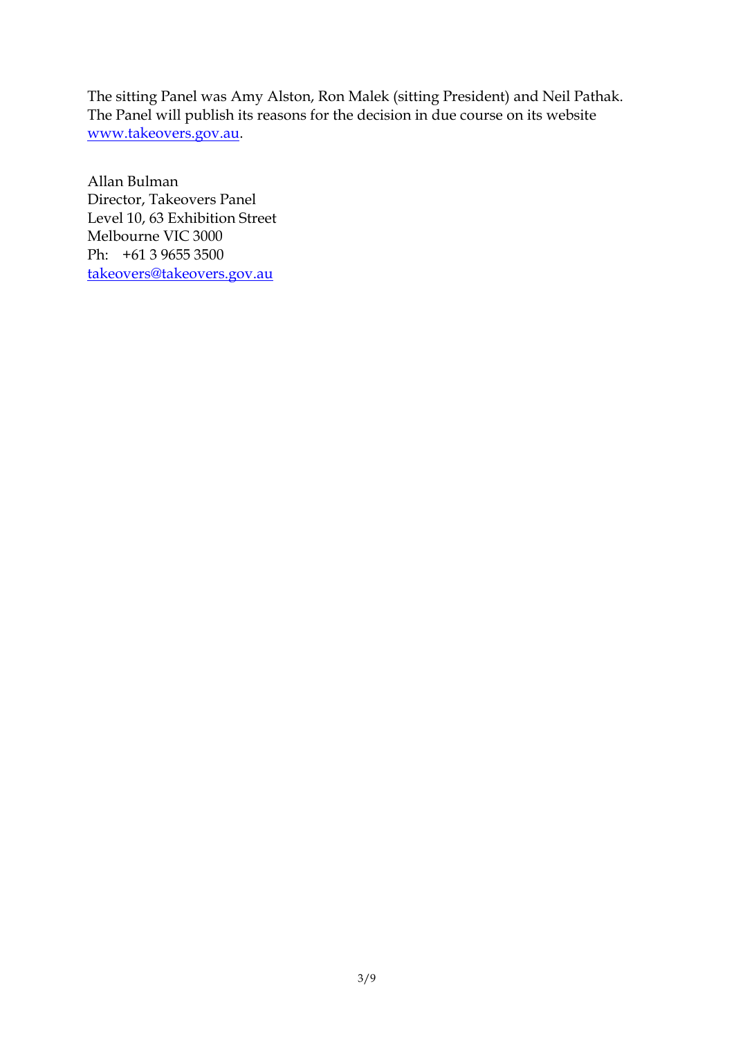The sitting Panel was Amy Alston, Ron Malek (sitting President) and Neil Pathak. The Panel will publish its reasons for the decision in due course on its website www.takeovers.gov.au.

Allan Bulman  
Director, Takeovers Panel  
Level 10, 63 Exhibition Street  
Melbourne VIC 3000  
Ph: +61 3 9655 3500  
takeovers@takeovers.gov.au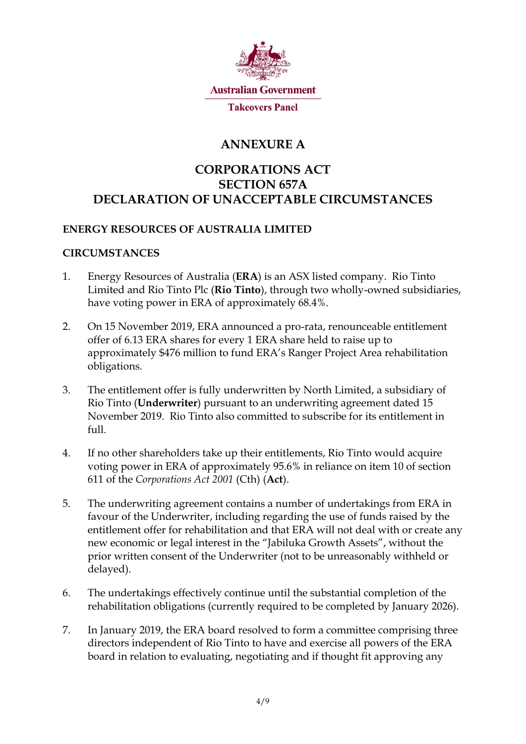Australian Government

Takeovers Panel

# ANNEXURE A

# CORPORATIONS ACT
# SECTION 657A
# DECLARATION OF UNACCEPTABLE CIRCUMSTANCES

## ENERGY RESOURCES OF AUSTRALIA LIMITED

## CIRCUMSTANCES

1. Energy Resources of Australia (**ERA**) is an ASX listed company. Rio Tinto Limited and Rio Tinto Plc (**Rio Tinto**), through two wholly-owned subsidiaries, have voting power in ERA of approximately 68.4%.

2. On 15 November 2019, ERA announced a pro-rata, renounceable entitlement offer of 6.13 ERA shares for every 1 ERA share held to raise up to approximately $476 million to fund ERA's Ranger Project Area rehabilitation obligations.

3. The entitlement offer is fully underwritten by North Limited, a subsidiary of Rio Tinto (**Underwriter**) pursuant to an underwriting agreement dated 15 November 2019. Rio Tinto also committed to subscribe for its entitlement in full.

4. If no other shareholders take up their entitlements, Rio Tinto would acquire voting power in ERA of approximately 95.6% in reliance on item 10 of section 611 of the *Corporations Act 2001* (Cth) (**Act**).

5. The underwriting agreement contains a number of undertakings from ERA in favour of the Underwriter, including regarding the use of funds raised by the entitlement offer for rehabilitation and that ERA will not deal with or create any new economic or legal interest in the "Jabiluka Growth Assets", without the prior written consent of the Underwriter (not to be unreasonably withheld or delayed).

6. The undertakings effectively continue until the substantial completion of the rehabilitation obligations (currently required to be completed by January 2026).

7. In January 2019, the ERA board resolved to form a committee comprising three directors independent of Rio Tinto to have and exercise all powers of the ERA board in relation to evaluating, negotiating and if thought fit approving any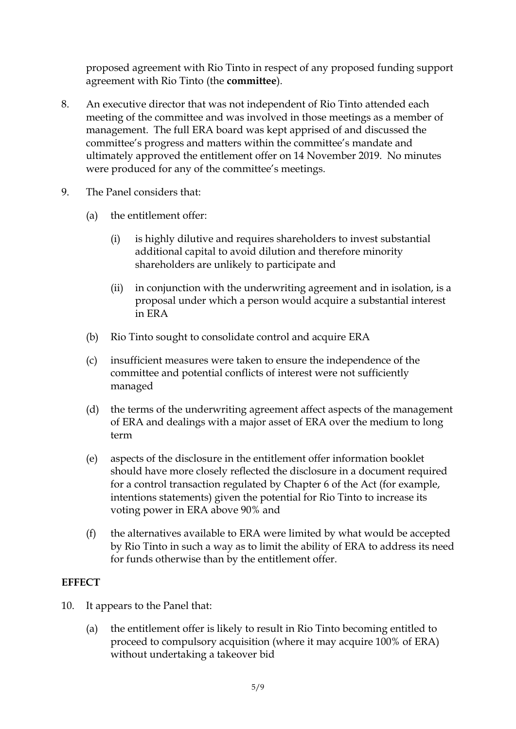proposed agreement with Rio Tinto in respect of any proposed funding support agreement with Rio Tinto (the **committee**).

8. An executive director that was not independent of Rio Tinto attended each meeting of the committee and was involved in those meetings as a member of management. The full ERA board was kept apprised of and discussed the committee's progress and matters within the committee's mandate and ultimately approved the entitlement offer on 14 November 2019. No minutes were produced for any of the committee's meetings.

9. The Panel considers that:

   (a) the entitlement offer:

      (i) is highly dilutive and requires shareholders to invest substantial additional capital to avoid dilution and therefore minority shareholders are unlikely to participate and

      (ii) in conjunction with the underwriting agreement and in isolation, is a proposal under which a person would acquire a substantial interest in ERA

   (b) Rio Tinto sought to consolidate control and acquire ERA

   (c) insufficient measures were taken to ensure the independence of the committee and potential conflicts of interest were not sufficiently managed

   (d) the terms of the underwriting agreement affect aspects of the management of ERA and dealings with a major asset of ERA over the medium to long term

   (e) aspects of the disclosure in the entitlement offer information booklet should have more closely reflected the disclosure in a document required for a control transaction regulated by Chapter 6 of the Act (for example, intentions statements) given the potential for Rio Tinto to increase its voting power in ERA above 90% and

   (f) the alternatives available to ERA were limited by what would be accepted by Rio Tinto in such a way as to limit the ability of ERA to address its need for funds otherwise than by the entitlement offer.

**EFFECT**

10. It appears to the Panel that:

   (a) the entitlement offer is likely to result in Rio Tinto becoming entitled to proceed to compulsory acquisition (where it may acquire 100% of ERA) without undertaking a takeover bid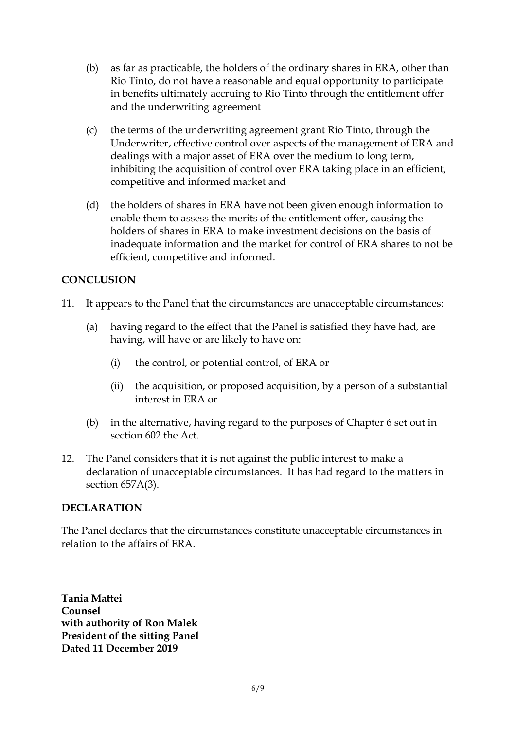(b) as far as practicable, the holders of the ordinary shares in ERA, other than Rio Tinto, do not have a reasonable and equal opportunity to participate in benefits ultimately accruing to Rio Tinto through the entitlement offer and the underwriting agreement

(c) the terms of the underwriting agreement grant Rio Tinto, through the Underwriter, effective control over aspects of the management of ERA and dealings with a major asset of ERA over the medium to long term, inhibiting the acquisition of control over ERA taking place in an efficient, competitive and informed market and

(d) the holders of shares in ERA have not been given enough information to enable them to assess the merits of the entitlement offer, causing the holders of shares in ERA to make investment decisions on the basis of inadequate information and the market for control of ERA shares to not be efficient, competitive and informed.

**CONCLUSION**

11. It appears to the Panel that the circumstances are unacceptable circumstances:

   (a) having regard to the effect that the Panel is satisfied they have had, are having, will have or are likely to have on:

      (i) the control, or potential control, of ERA or

      (ii) the acquisition, or proposed acquisition, by a person of a substantial interest in ERA or

   (b) in the alternative, having regard to the purposes of Chapter 6 set out in section 602 the Act.

12. The Panel considers that it is not against the public interest to make a declaration of unacceptable circumstances. It has had regard to the matters in section 657A(3).

**DECLARATION**

The Panel declares that the circumstances constitute unacceptable circumstances in relation to the affairs of ERA.

**Tania Mattei**
**Counsel**
**with authority of Ron Malek**
**President of the sitting Panel**
**Dated 11 December 2019**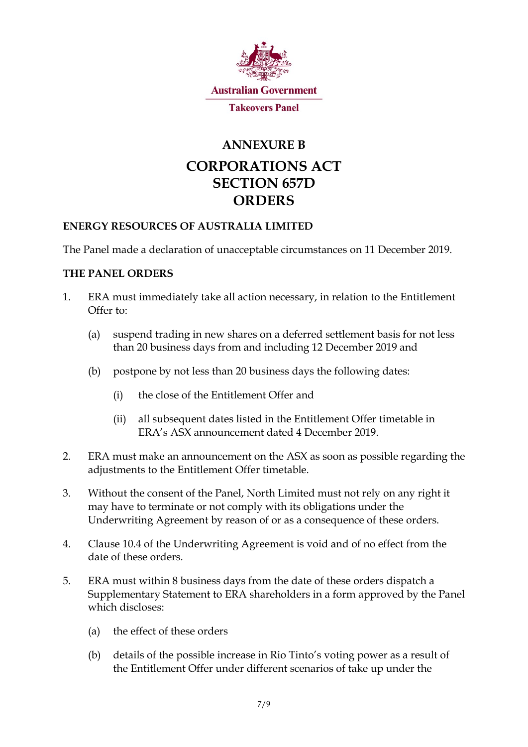Australian Government

Takeovers Panel

# ANNEXURE B

# CORPORATIONS ACT
# SECTION 657D
# ORDERS

## ENERGY RESOURCES OF AUSTRALIA LIMITED

The Panel made a declaration of unacceptable circumstances on 11 December 2019.

## THE PANEL ORDERS

1. ERA must immediately take all action necessary, in relation to the Entitlement Offer to:

   (a) suspend trading in new shares on a deferred settlement basis for not less than 20 business days from and including 12 December 2019 and

   (b) postpone by not less than 20 business days the following dates:

      (i) the close of the Entitlement Offer and

      (ii) all subsequent dates listed in the Entitlement Offer timetable in ERA's ASX announcement dated 4 December 2019.

2. ERA must make an announcement on the ASX as soon as possible regarding the adjustments to the Entitlement Offer timetable.

3. Without the consent of the Panel, North Limited must not rely on any right it may have to terminate or not comply with its obligations under the Underwriting Agreement by reason of or as a consequence of these orders.

4. Clause 10.4 of the Underwriting Agreement is void and of no effect from the date of these orders.

5. ERA must within 8 business days from the date of these orders dispatch a Supplementary Statement to ERA shareholders in a form approved by the Panel which discloses:

   (a) the effect of these orders

   (b) details of the possible increase in Rio Tinto's voting power as a result of the Entitlement Offer under different scenarios of take up under the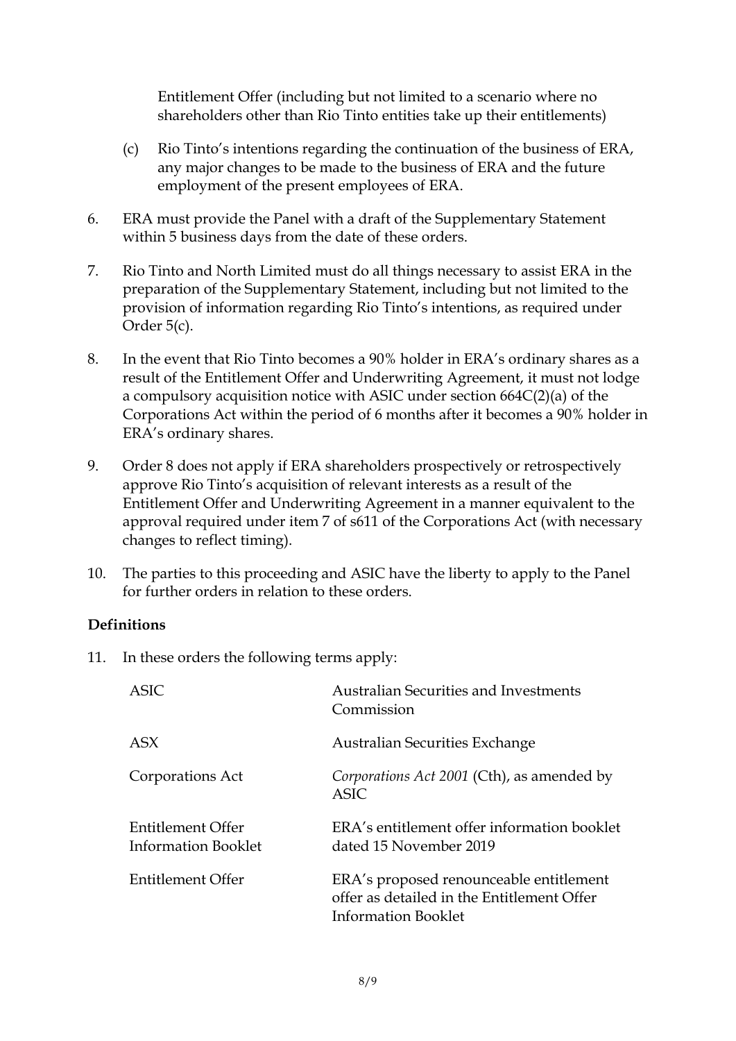Entitlement Offer (including but not limited to a scenario where no shareholders other than Rio Tinto entities take up their entitlements)

(c) Rio Tinto's intentions regarding the continuation of the business of ERA, any major changes to be made to the business of ERA and the future employment of the present employees of ERA.

6. ERA must provide the Panel with a draft of the Supplementary Statement within 5 business days from the date of these orders.

7. Rio Tinto and North Limited must do all things necessary to assist ERA in the preparation of the Supplementary Statement, including but not limited to the provision of information regarding Rio Tinto's intentions, as required under Order 5(c).

8. In the event that Rio Tinto becomes a 90% holder in ERA's ordinary shares as a result of the Entitlement Offer and Underwriting Agreement, it must not lodge a compulsory acquisition notice with ASIC under section 664C(2)(a) of the Corporations Act within the period of 6 months after it becomes a 90% holder in ERA's ordinary shares.

9. Order 8 does not apply if ERA shareholders prospectively or retrospectively approve Rio Tinto's acquisition of relevant interests as a result of the Entitlement Offer and Underwriting Agreement in a manner equivalent to the approval required under item 7 of s611 of the Corporations Act (with necessary changes to reflect timing).

10. The parties to this proceeding and ASIC have the liberty to apply to the Panel for further orders in relation to these orders.

**Definitions**

11. In these orders the following terms apply:

| | |
|---|---|
| ASIC | Australian Securities and Investments Commission |
| ASX | Australian Securities Exchange |
| Corporations Act | *Corporations Act 2001* (Cth), as amended by ASIC |
| Entitlement Offer Information Booklet | ERA's entitlement offer information booklet dated 15 November 2019 |
| Entitlement Offer | ERA's proposed renounceable entitlement offer as detailed in the Entitlement Offer Information Booklet |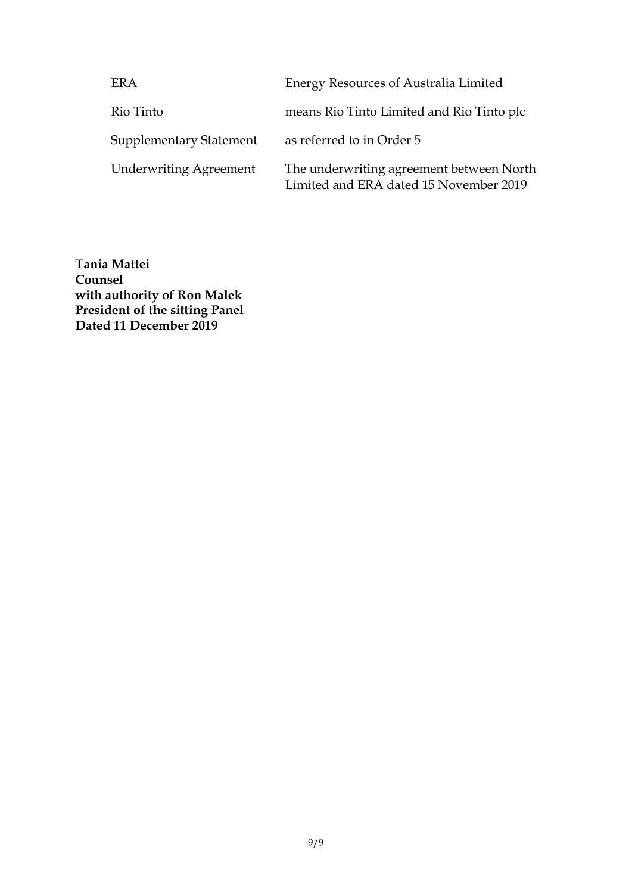| | |
|---|---|
| ERA | Energy Resources of Australia Limited |
| Rio Tinto | means Rio Tinto Limited and Rio Tinto plc |
| Supplementary Statement | as referred to in Order 5 |
| Underwriting Agreement | The underwriting agreement between North Limited and ERA dated 15 November 2019 |

**Tania Mattei**
**Counsel**
**with authority of Ron Malek**
**President of the sitting Panel**
**Dated 11 December 2019**